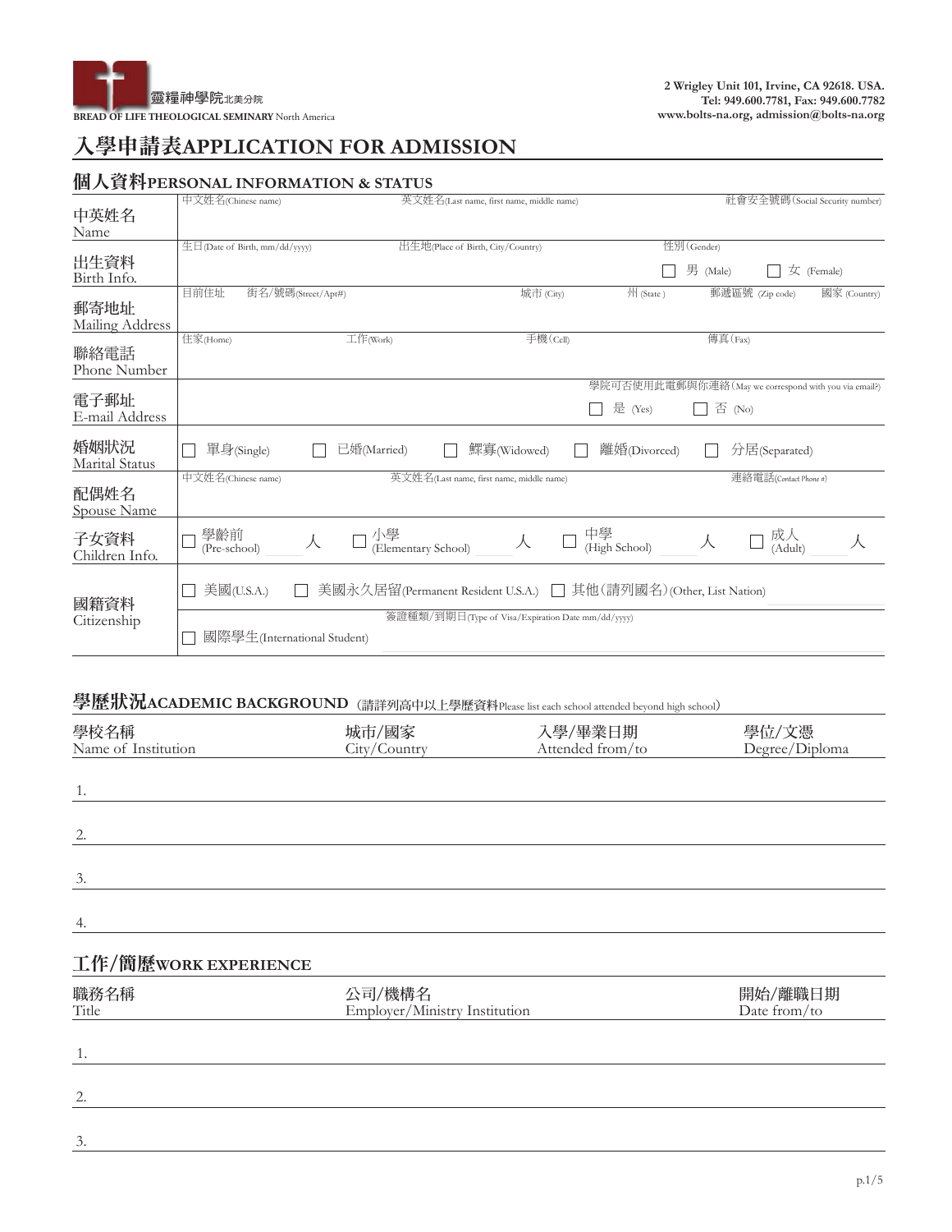靈糧神學院北美分院
BREAD OF LIFE THEOLOGICAL SEMINARY North America

2 Wrigley Unit 101, Irvine, CA 92618. USA.
Tel: 949.600.7781, Fax: 949.600.7782
www.bolts-na.org, admission@bolts-na.org

# 入學申請表APPLICATION FOR ADMISSION

## 個人資料PERSONAL INFORMATION & STATUS

| | | | | | | |
|---|---|---|---|---|---|---|
| 中英姓名 Name | 中文姓名(Chinese name) | 英文姓名(Last name, first name, middle name) | | 社會安全號碼(Social Security number) | | |
| 出生資料 Birth Info. | 生日(Date of Birth, mm/dd/yyyy) | 出生地(Place of Birth, City/Country) | | 性別(Gender) ☐ 男 (Male) ☐ 女 (Female) | | |
| 郵寄地址 Mailing Address | 目前住址 街名/號碼(Street/Apt#) | 城市 (City) | 州 (State) | 郵遞區號 (Zip code) | 國家 (Country) | |
| 聯絡電話 Phone Number | 住家(Home) | 工作(Work) | 手機(Cell) | 傳真(Fax) | | |
| 電子郵址 E-mail Address | | | | 學院可否使用此電郵與你連絡(May we correspond with you via email?) ☐ 是 (Yes) ☐ 否 (No) | | |
| 婚姻狀況 Marital Status | ☐ 單身(Single) | ☐ 已婚(Married) | ☐ 鰥寡(Widowed) | ☐ 離婚(Divorced) | ☐ 分居(Separated) | |
| 配偶姓名 Spouse Name | 中文姓名(Chinese name) | 英文姓名(Last name, first name, middle name) | | 連絡電話(Contact Phone #) | | |
| 子女資料 Children Info. | ☐ 學齡前 (Pre-school) ____ 人 | ☐ 小學 (Elementary School) ____ 人 | ☐ 中學 (High School) ____ 人 | ☐ 成人 (Adult) ____ 人 | | |
| 國籍資料 Citizenship | ☐ 美國(U.S.A.) | ☐ 美國永久居留(Permanent Resident U.S.A.) | ☐ 其他(請列國名)(Other, List Nation) | | | |
| | ☐ 國際學生(International Student) | 簽證種類/到期日(Type of Visa/Expiration Date mm/dd/yyyy) | | | | |

## 學歷狀況ACADEMIC BACKGROUND (請詳列高中以上學歷資料Please list each school attended beyond high school)

| 學校名稱 Name of Institution | 城市/國家 City/Country | 入學/畢業日期 Attended from/to | 學位/文憑 Degree/Diploma |
|---|---|---|---|
| 1. | | | |
| 2. | | | |
| 3. | | | |
| 4. | | | |

## 工作/簡歷WORK EXPERIENCE

| 職務名稱 Title | 公司/機構名 Employer/Ministry Institution | 開始/離職日期 Date from/to |
|---|---|---|
| 1. | | |
| 2. | | |
| 3. | | |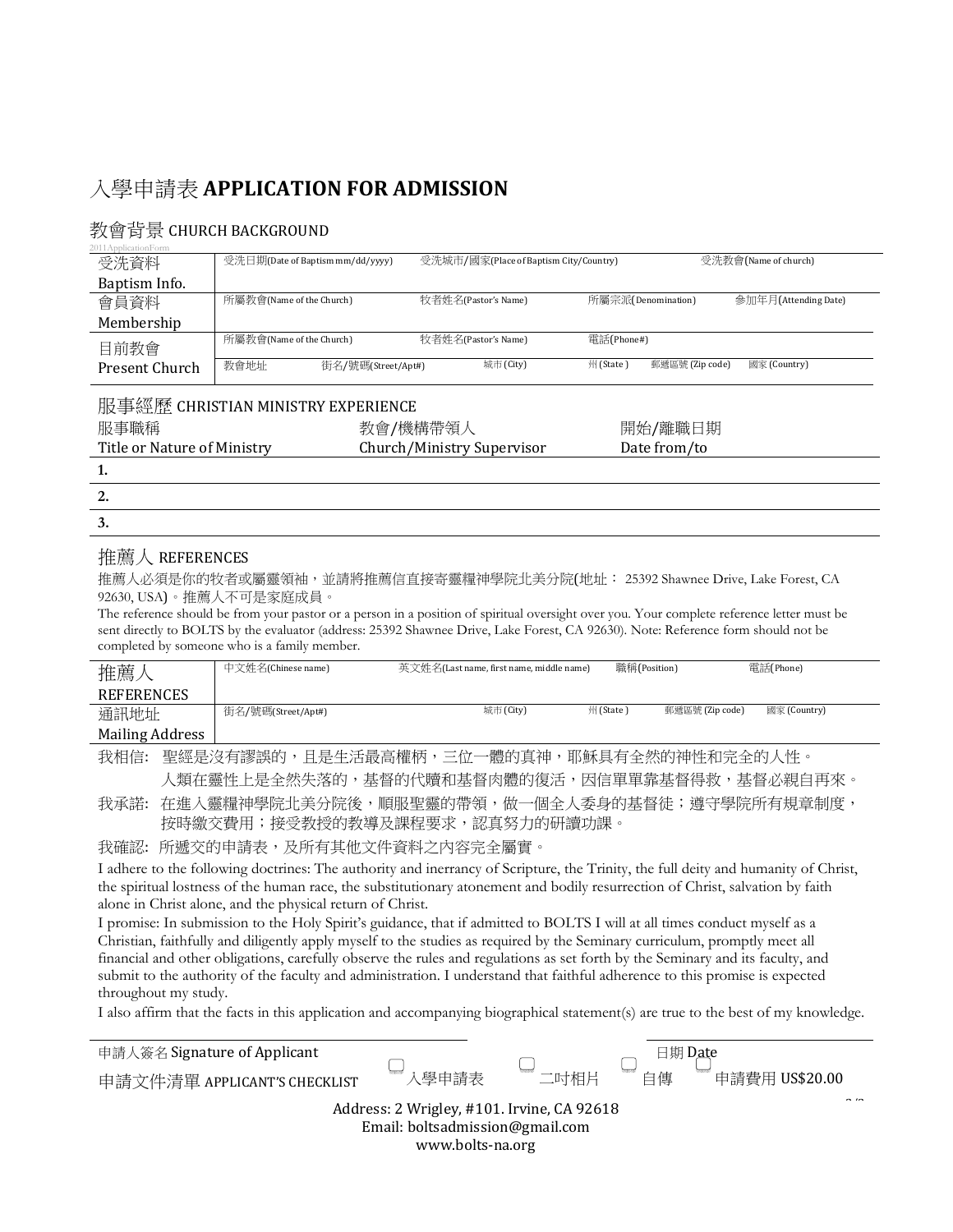# 入學申請表 APPLICATION FOR ADMISSION

## 教會背景 CHURCH BACKGROUND

2011ApplicationForm

| | | | | |
|---|---|---|---|---|
| 受洗資料 Baptism Info. | 受洗日期(Date of Baptism mm/dd/yyyy) | 受洗城市/國家(Place of Baptism City/Country) | 受洗教會(Name of church) | |
| 會員資料 Membership | 所屬教會(Name of the Church) | 牧者姓名(Pastor's Name) | 所屬宗派(Denomination) | 參加年月(Attending Date) |
| 目前教會 Present Church | 所屬教會(Name of the Church) | 牧者姓名(Pastor's Name) | 電話(Phone#) | |
| | 教會地址 街名/號碼(Street/Apt#) | 城市 (City) | 州 (State) 郵遞區號 (Zip code) | 國家 (Country) |

## 服事經歷 CHRISTIAN MINISTRY EXPERIENCE

| 服事職稱 Title or Nature of Ministry | 教會/機構帶領人 Church/Ministry Supervisor | 開始/離職日期 Date from/to |
|---|---|---|
| 1. | | |
| 2. | | |
| 3. | | |

## 推薦人 REFERENCES

推薦人必須是你的牧者或屬靈領袖，並請將推薦信直接寄靈糧神學院北美分院(地址： 25392 Shawnee Drive, Lake Forest, CA 92630, USA)。推薦人不可是家庭成員。

The reference should be from your pastor or a person in a position of spiritual oversight over you. Your complete reference letter must be sent directly to BOLTS by the evaluator (address: 25392 Shawnee Drive, Lake Forest, CA 92630). Note: Reference form should not be completed by someone who is a family member.

| | | | | | | |
|---|---|---|---|---|---|---|
| 推薦人 REFERENCES | 中文姓名(Chinese name) | 英文姓名(Last name, first name, middle name) | | 職稱(Position) | | 電話(Phone) |
| 通訊地址 Mailing Address | 街名/號碼(Street/Apt#) | 城市 (City) | 州 (State) | 郵遞區號 (Zip code) | 國家 (Country) | |

我相信: 聖經是沒有謬誤的，且是生活最高權柄，三位一體的真神，耶穌具有全然的神性和完全的人性。人類在靈性上是全然失落的，基督的代贖和基督肉體的復活，因信單單靠基督得救，基督必親自再來。

我承諾: 在進入靈糧神學院北美分院後，順服聖靈的帶領，做一個全人委身的基督徒；遵守學院所有規章制度，按時繳交費用；接受教授的教導及課程要求，認真努力的研讀功課。

我確認: 所遞交的申請表，及所有其他文件資料之內容完全屬實。

I adhere to the following doctrines: The authority and inerrancy of Scripture, the Trinity, the full deity and humanity of Christ, the spiritual lostness of the human race, the substitutionary atonement and bodily resurrection of Christ, salvation by faith alone in Christ alone, and the physical return of Christ.

I promise: In submission to the Holy Spirit's guidance, that if admitted to BOLTS I will at all times conduct myself as a Christian, faithfully and diligently apply myself to the studies as required by the Seminary curriculum, promptly meet all financial and other obligations, carefully observe the rules and regulations as set forth by the Seminary and its faculty, and submit to the authority of the faculty and administration. I understand that faithful adherence to this promise is expected throughout my study.

I also affirm that the facts in this application and accompanying biographical statement(s) are true to the best of my knowledge.

申請人簽名 Signature of Applicant ____________________ 日期 Date ____________________

申請文件清單 APPLICANT'S CHECKLIST ☐ 入學申請表 ☐ 二吋相片 ☐ 自傳 ☐ 申請費用 US$20.00

Address: 2 Wrigley, #101. Irvine, CA 92618
Email: boltsadmission@gmail.com
www.bolts-na.org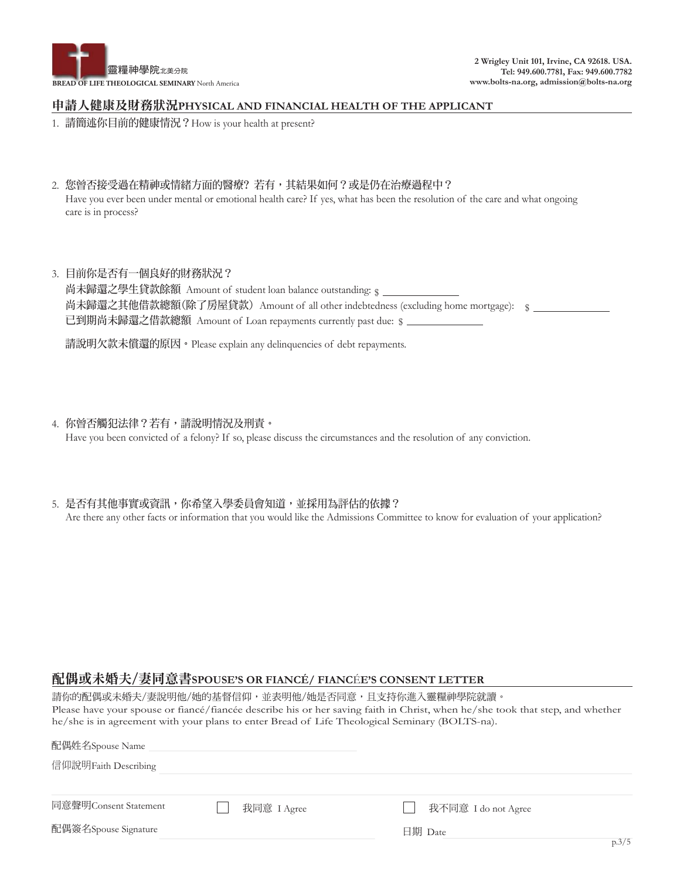靈糧神學院北美分院
**BREAD OF LIFE THEOLOGICAL SEMINARY** North America

**2 Wrigley Unit 101, Irvine, CA 92618. USA.**
**Tel: 949.600.7781, Fax: 949.600.7782**
**www.bolts-na.org, admission@bolts-na.org**

## 申請人健康及財務狀況PHYSICAL AND FINANCIAL HEALTH OF THE APPLICANT

1. 請簡述你目前的健康情況？How is your health at present?

2. 您曾否接受過在精神或情緒方面的醫療? 若有，其結果如何？或是仍在治療過程中？
   Have you ever been under mental or emotional health care? If yes, what has been the resolution of the care and what ongoing care is in process?

3. 目前你是否有一個良好的財務狀況？
   尚未歸還之學生貸款餘額 Amount of student loan balance outstanding: $ ______________
   尚未歸還之其他借款總額(除了房屋貸款) Amount of all other indebtedness (excluding home mortgage): $ ______________
   已到期尚未歸還之借款總額 Amount of Loan repayments currently past due: $ ______________

   請說明欠款未償還的原因。Please explain any delinquencies of debt repayments.

4. 你曾否觸犯法律？若有，請說明情況及刑責。
   Have you been convicted of a felony? If so, please discuss the circumstances and the resolution of any conviction.

5. 是否有其他事實或資訊，你希望入學委員會知道，並採用為評估的依據？
   Are there any other facts or information that you would like the Admissions Committee to know for evaluation of your application?

## 配偶或未婚夫/妻同意書SPOUSE'S OR FIANCÉ/ FIANCÉE'S CONSENT LETTER

請你的配偶或未婚夫/妻說明他/她的基督信仰，並表明他/她是否同意，且支持你進入靈糧神學院就讀。
Please have your spouse or fiancé/fiancée describe his or her saving faith in Christ, when he/she took that step, and whether he/she is in agreement with your plans to enter Bread of Life Theological Seminary (BOLTS-na).

配偶姓名Spouse Name ______________

信仰說明Faith Describing ______________

同意聲明Consent Statement ☐ 我同意 I Agree ☐ 我不同意 I do not Agree

配偶簽名Spouse Signature ______________ 日期 Date ______________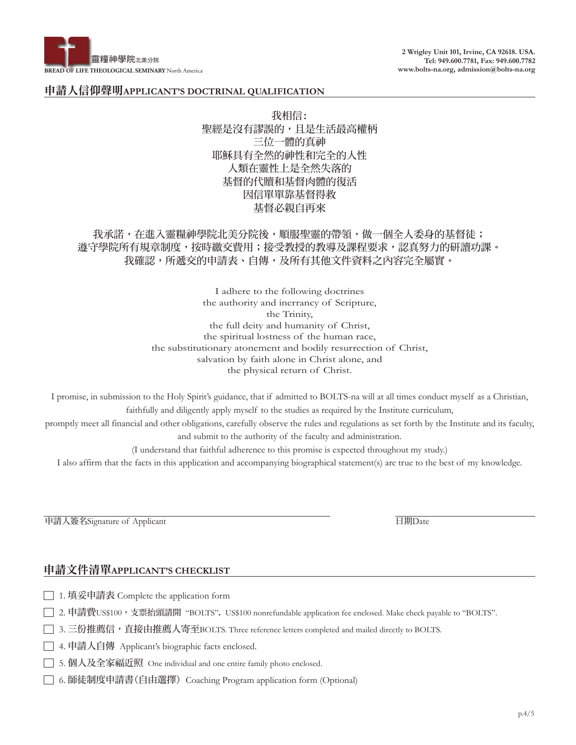靈糧神學院北美分院
**BREAD OF LIFE THEOLOGICAL SEMINARY** North America

**2 Wrigley Unit 101, Irvine, CA 92618. USA.**
**Tel: 949.600.7781, Fax: 949.600.7782**
**www.bolts-na.org, admission@bolts-na.org**

## 申請人信仰聲明APPLICANT'S DOCTRINAL QUALIFICATION

我相信：
聖經是沒有謬誤的，且是生活最高權柄
三位一體的真神
耶穌具有全然的神性和完全的人性
人類在靈性上是全然失落的
基督的代贖和基督肉體的復活
因信單單靠基督得救
基督必親自再來

我承諾，在進入靈糧神學院北美分院後，順服聖靈的帶領，做一個全人委身的基督徒；
遵守學院所有規章制度，按時繳交費用；接受教授的教導及課程要求，認真努力的研讀功課。
我確認，所遞交的申請表、自傳，及所有其他文件資料之內容完全屬實。

I adhere to the following doctrines
the authority and inerrancy of Scripture,
the Trinity,
the full deity and humanity of Christ,
the spiritual lostness of the human race,
the substitutionary atonement and bodily resurrection of Christ,
salvation by faith alone in Christ alone, and
the physical return of Christ.

I promise, in submission to the Holy Spirit's guidance, that if admitted to BOLTS-na will at all times conduct myself as a Christian, faithfully and diligently apply myself to the studies as required by the Institute curriculum, promptly meet all financial and other obligations, carefully observe the rules and regulations as set forth by the Institute and its faculty, and submit to the authority of the faculty and administration.
(I understand that faithful adherence to this promise is expected throughout my study.)
I also affirm that the facts in this application and accompanying biographical statement(s) are true to the best of my knowledge.

申請人簽名Signature of Applicant ____________________ 日期Date ____________________

## 申請文件清單APPLICANT'S CHECKLIST

- ☐ 1. 填妥申請表 Complete the application form
- ☐ 2. 申請費US$100，支票抬頭請開 "BOLTS"**.** US$100 nonrefundable application fee enclosed. Make check payable to "BOLTS".
- ☐ 3. 三份推薦信，直接由推薦人寄至BOLTS. Three reference letters completed and mailed directly to BOLTS.
- ☐ 4. 申請人自傳 Applicant's biographic facts enclosed.
- ☐ 5. 個人及全家福近照 One individual and one entire family photo enclosed.
- ☐ 6. 師徒制度申請書(自由選擇) Coaching Program application form (Optional)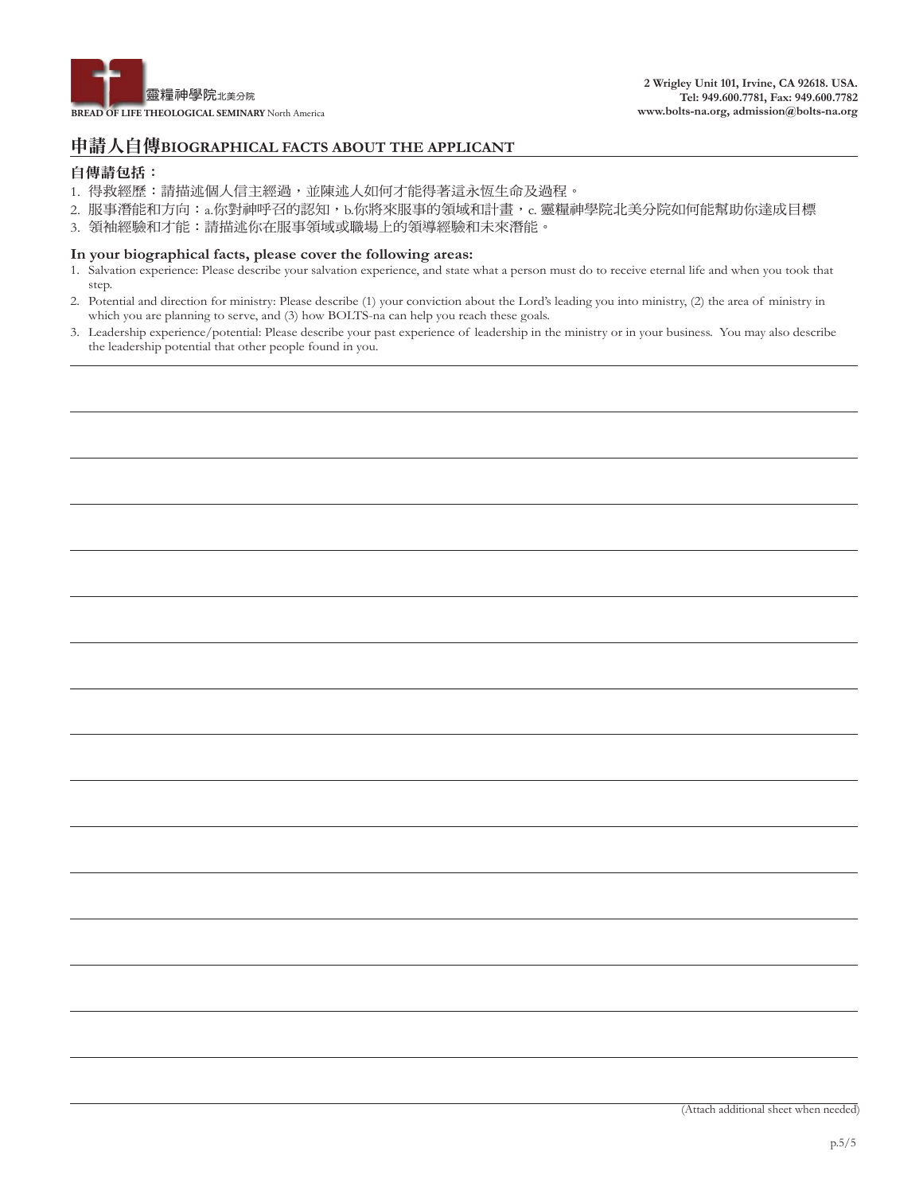靈糧神學院北美分院
**BREAD OF LIFE THEOLOGICAL SEMINARY** North America

**2 Wrigley Unit 101, Irvine, CA 92618. USA.**
**Tel: 949.600.7781, Fax: 949.600.7782**
**www.bolts-na.org, admission@bolts-na.org**

## 申請人自傳BIOGRAPHICAL FACTS ABOUT THE APPLICANT

**自傳請包括：**

1. 得救經歷：請描述個人信主經過，並陳述人如何才能得著這永恆生命及過程。
2. 服事潛能和方向：a.你對神呼召的認知，b.你將來服事的領域和計畫，c. 靈糧神學院北美分院如何能幫助你達成目標
3. 領袖經驗和才能：請描述你在服事領域或職場上的領導經驗和未來潛能。

**In your biographical facts, please cover the following areas:**

1. Salvation experience: Please describe your salvation experience, and state what a person must do to receive eternal life and when you took that step.
2. Potential and direction for ministry: Please describe (1) your conviction about the Lord's leading you into ministry, (2) the area of ministry in which you are planning to serve, and (3) how BOLTS-na can help you reach these goals.
3. Leadership experience/potential: Please describe your past experience of leadership in the ministry or in your business. You may also describe the leadership potential that other people found in you.

(Attach additional sheet when needed)